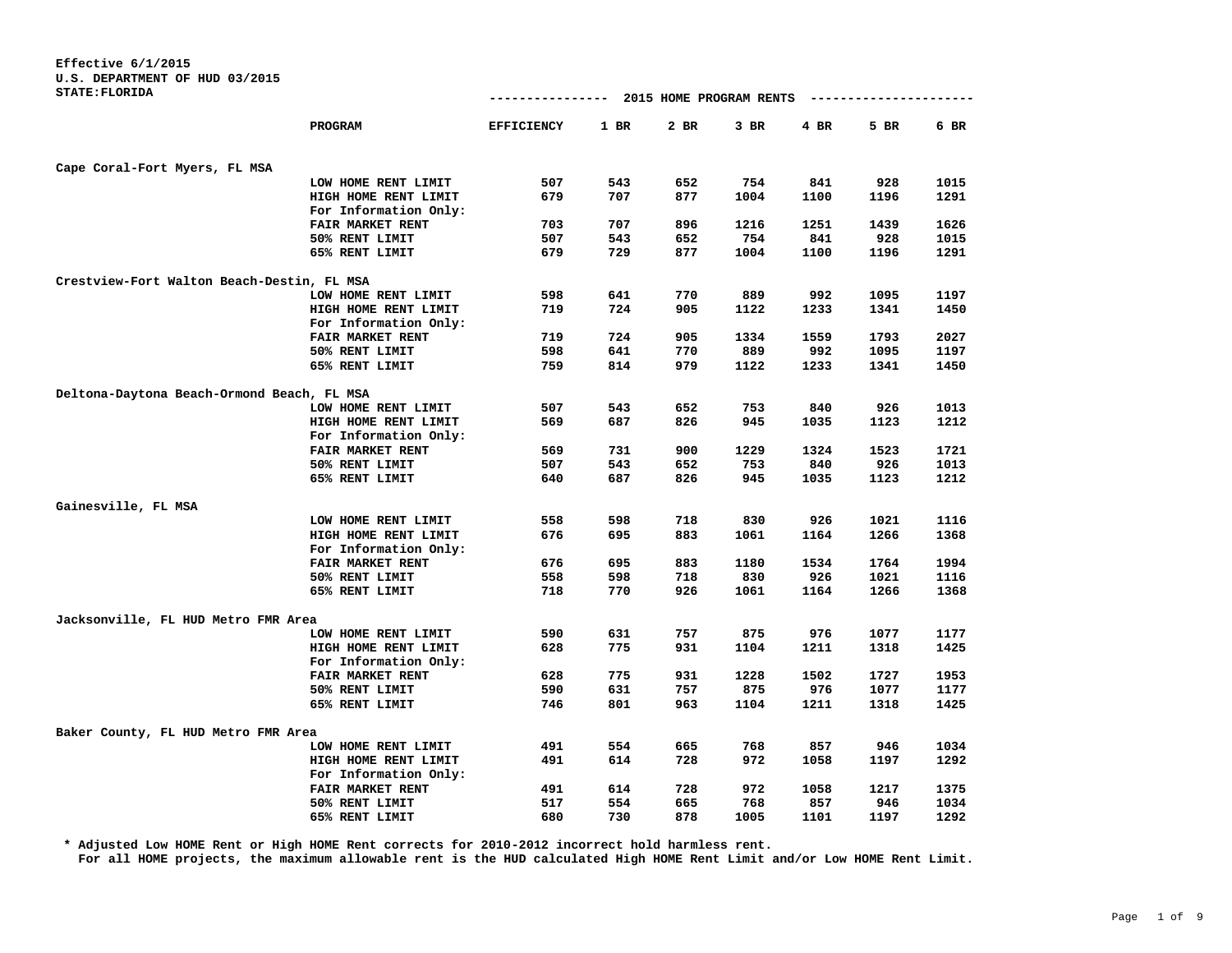Effective 6/1/2015
U.S. DEPARTMENT OF HUD 03/2015
STATE:FLORIDA

| | PROGRAM | EFFICIENCY | 1 BR | 2 BR | 3 BR | 4 BR | 5 BR | 6 BR |
|---|---|---|---|---|---|---|---|---|
| | | 2015 HOME PROGRAM RENTS | | | | | | |
| **Cape Coral-Fort Myers, FL MSA** | | | | | | | | |
| | LOW HOME RENT LIMIT | 507 | 543 | 652 | 754 | 841 | 928 | 1015 |
| | HIGH HOME RENT LIMIT | 679 | 707 | 877 | 1004 | 1100 | 1196 | 1291 |
| | For Information Only: | | | | | | | |
| | FAIR MARKET RENT | 703 | 707 | 896 | 1216 | 1251 | 1439 | 1626 |
| | 50% RENT LIMIT | 507 | 543 | 652 | 754 | 841 | 928 | 1015 |
| | 65% RENT LIMIT | 679 | 729 | 877 | 1004 | 1100 | 1196 | 1291 |
| **Crestview-Fort Walton Beach-Destin, FL MSA** | | | | | | | | |
| | LOW HOME RENT LIMIT | 598 | 641 | 770 | 889 | 992 | 1095 | 1197 |
| | HIGH HOME RENT LIMIT | 719 | 724 | 905 | 1122 | 1233 | 1341 | 1450 |
| | For Information Only: | | | | | | | |
| | FAIR MARKET RENT | 719 | 724 | 905 | 1334 | 1559 | 1793 | 2027 |
| | 50% RENT LIMIT | 598 | 641 | 770 | 889 | 992 | 1095 | 1197 |
| | 65% RENT LIMIT | 759 | 814 | 979 | 1122 | 1233 | 1341 | 1450 |
| **Deltona-Daytona Beach-Ormond Beach, FL MSA** | | | | | | | | |
| | LOW HOME RENT LIMIT | 507 | 543 | 652 | 753 | 840 | 926 | 1013 |
| | HIGH HOME RENT LIMIT | 569 | 687 | 826 | 945 | 1035 | 1123 | 1212 |
| | For Information Only: | | | | | | | |
| | FAIR MARKET RENT | 569 | 731 | 900 | 1229 | 1324 | 1523 | 1721 |
| | 50% RENT LIMIT | 507 | 543 | 652 | 753 | 840 | 926 | 1013 |
| | 65% RENT LIMIT | 640 | 687 | 826 | 945 | 1035 | 1123 | 1212 |
| **Gainesville, FL MSA** | | | | | | | | |
| | LOW HOME RENT LIMIT | 558 | 598 | 718 | 830 | 926 | 1021 | 1116 |
| | HIGH HOME RENT LIMIT | 676 | 695 | 883 | 1061 | 1164 | 1266 | 1368 |
| | For Information Only: | | | | | | | |
| | FAIR MARKET RENT | 676 | 695 | 883 | 1180 | 1534 | 1764 | 1994 |
| | 50% RENT LIMIT | 558 | 598 | 718 | 830 | 926 | 1021 | 1116 |
| | 65% RENT LIMIT | 718 | 770 | 926 | 1061 | 1164 | 1266 | 1368 |
| **Jacksonville, FL HUD Metro FMR Area** | | | | | | | | |
| | LOW HOME RENT LIMIT | 590 | 631 | 757 | 875 | 976 | 1077 | 1177 |
| | HIGH HOME RENT LIMIT | 628 | 775 | 931 | 1104 | 1211 | 1318 | 1425 |
| | For Information Only: | | | | | | | |
| | FAIR MARKET RENT | 628 | 775 | 931 | 1228 | 1502 | 1727 | 1953 |
| | 50% RENT LIMIT | 590 | 631 | 757 | 875 | 976 | 1077 | 1177 |
| | 65% RENT LIMIT | 746 | 801 | 963 | 1104 | 1211 | 1318 | 1425 |
| **Baker County, FL HUD Metro FMR Area** | | | | | | | | |
| | LOW HOME RENT LIMIT | 491 | 554 | 665 | 768 | 857 | 946 | 1034 |
| | HIGH HOME RENT LIMIT | 491 | 614 | 728 | 972 | 1058 | 1197 | 1292 |
| | For Information Only: | | | | | | | |
| | FAIR MARKET RENT | 491 | 614 | 728 | 972 | 1058 | 1217 | 1375 |
| | 50% RENT LIMIT | 517 | 554 | 665 | 768 | 857 | 946 | 1034 |
| | 65% RENT LIMIT | 680 | 730 | 878 | 1005 | 1101 | 1197 | 1292 |

* Adjusted Low HOME Rent or High HOME Rent corrects for 2010-2012 incorrect hold harmless rent.
For all HOME projects, the maximum allowable rent is the HUD calculated High HOME Rent Limit and/or Low HOME Rent Limit.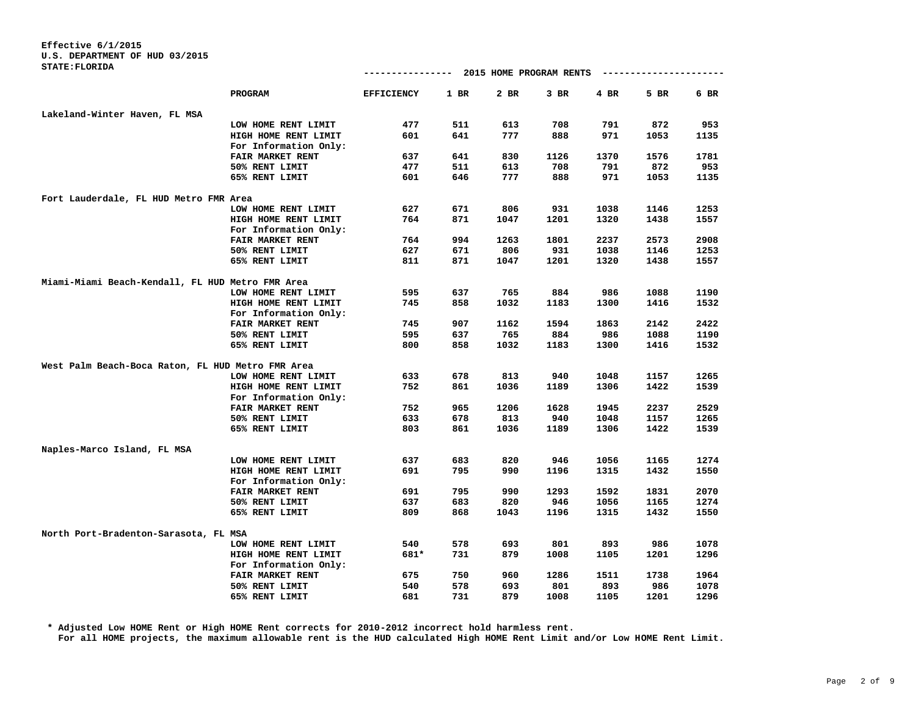**Effective 6/1/2015**
**U.S. DEPARTMENT OF HUD 03/2015**
**STATE:FLORIDA**

| | PROGRAM | EFFICIENCY | 1 BR | 2 BR | 3 BR | 4 BR | 5 BR | 6 BR |
|---|---|---|---|---|---|---|---|---|
| | | --------------- | 2015 HOME PROGRAM RENTS | --------------- | | | | |
| **Lakeland-Winter Haven, FL MSA** | | | | | | | | |
| | LOW HOME RENT LIMIT | 477 | 511 | 613 | 708 | 791 | 872 | 953 |
| | HIGH HOME RENT LIMIT | 601 | 641 | 777 | 888 | 971 | 1053 | 1135 |
| | For Information Only: | | | | | | | |
| | FAIR MARKET RENT | 637 | 641 | 830 | 1126 | 1370 | 1576 | 1781 |
| | 50% RENT LIMIT | 477 | 511 | 613 | 708 | 791 | 872 | 953 |
| | 65% RENT LIMIT | 601 | 646 | 777 | 888 | 971 | 1053 | 1135 |
| **Fort Lauderdale, FL HUD Metro FMR Area** | | | | | | | | |
| | LOW HOME RENT LIMIT | 627 | 671 | 806 | 931 | 1038 | 1146 | 1253 |
| | HIGH HOME RENT LIMIT | 764 | 871 | 1047 | 1201 | 1320 | 1438 | 1557 |
| | For Information Only: | | | | | | | |
| | FAIR MARKET RENT | 764 | 994 | 1263 | 1801 | 2237 | 2573 | 2908 |
| | 50% RENT LIMIT | 627 | 671 | 806 | 931 | 1038 | 1146 | 1253 |
| | 65% RENT LIMIT | 811 | 871 | 1047 | 1201 | 1320 | 1438 | 1557 |
| **Miami-Miami Beach-Kendall, FL HUD Metro FMR Area** | | | | | | | | |
| | LOW HOME RENT LIMIT | 595 | 637 | 765 | 884 | 986 | 1088 | 1190 |
| | HIGH HOME RENT LIMIT | 745 | 858 | 1032 | 1183 | 1300 | 1416 | 1532 |
| | For Information Only: | | | | | | | |
| | FAIR MARKET RENT | 745 | 907 | 1162 | 1594 | 1863 | 2142 | 2422 |
| | 50% RENT LIMIT | 595 | 637 | 765 | 884 | 986 | 1088 | 1190 |
| | 65% RENT LIMIT | 800 | 858 | 1032 | 1183 | 1300 | 1416 | 1532 |
| **West Palm Beach-Boca Raton, FL HUD Metro FMR Area** | | | | | | | | |
| | LOW HOME RENT LIMIT | 633 | 678 | 813 | 940 | 1048 | 1157 | 1265 |
| | HIGH HOME RENT LIMIT | 752 | 861 | 1036 | 1189 | 1306 | 1422 | 1539 |
| | For Information Only: | | | | | | | |
| | FAIR MARKET RENT | 752 | 965 | 1206 | 1628 | 1945 | 2237 | 2529 |
| | 50% RENT LIMIT | 633 | 678 | 813 | 940 | 1048 | 1157 | 1265 |
| | 65% RENT LIMIT | 803 | 861 | 1036 | 1189 | 1306 | 1422 | 1539 |
| **Naples-Marco Island, FL MSA** | | | | | | | | |
| | LOW HOME RENT LIMIT | 637 | 683 | 820 | 946 | 1056 | 1165 | 1274 |
| | HIGH HOME RENT LIMIT | 691 | 795 | 990 | 1196 | 1315 | 1432 | 1550 |
| | For Information Only: | | | | | | | |
| | FAIR MARKET RENT | 691 | 795 | 990 | 1293 | 1592 | 1831 | 2070 |
| | 50% RENT LIMIT | 637 | 683 | 820 | 946 | 1056 | 1165 | 1274 |
| | 65% RENT LIMIT | 809 | 868 | 1043 | 1196 | 1315 | 1432 | 1550 |
| **North Port-Bradenton-Sarasota, FL MSA** | | | | | | | | |
| | LOW HOME RENT LIMIT | 540 | 578 | 693 | 801 | 893 | 986 | 1078 |
| | HIGH HOME RENT LIMIT | 681* | 731 | 879 | 1008 | 1105 | 1201 | 1296 |
| | For Information Only: | | | | | | | |
| | FAIR MARKET RENT | 675 | 750 | 960 | 1286 | 1511 | 1738 | 1964 |
| | 50% RENT LIMIT | 540 | 578 | 693 | 801 | 893 | 986 | 1078 |
| | 65% RENT LIMIT | 681 | 731 | 879 | 1008 | 1105 | 1201 | 1296 |

\* Adjusted Low HOME Rent or High HOME Rent corrects for 2010-2012 incorrect hold harmless rent.
For all HOME projects, the maximum allowable rent is the HUD calculated High HOME Rent Limit and/or Low HOME Rent Limit.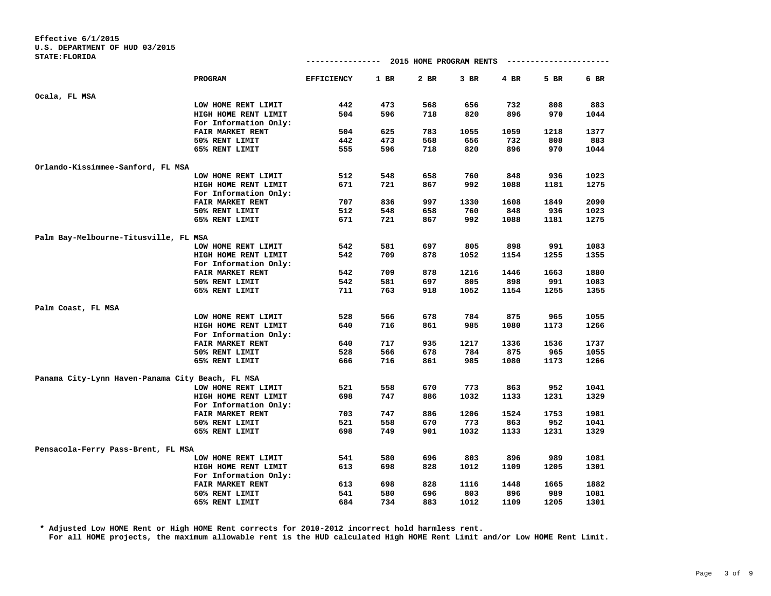Effective 6/1/2015
U.S. DEPARTMENT OF HUD 03/2015
STATE:FLORIDA

| | PROGRAM | EFFICIENCY | 1 BR | 2 BR | 3 BR | 4 BR | 5 BR | 6 BR |
|---|---|---|---|---|---|---|---|---|
| | | 2015 HOME PROGRAM RENTS | | | | | | |
| Ocala, FL MSA | | | | | | | | |
| | LOW HOME RENT LIMIT | 442 | 473 | 568 | 656 | 732 | 808 | 883 |
| | HIGH HOME RENT LIMIT | 504 | 596 | 718 | 820 | 896 | 970 | 1044 |
| | For Information Only: | | | | | | | |
| | FAIR MARKET RENT | 504 | 625 | 783 | 1055 | 1059 | 1218 | 1377 |
| | 50% RENT LIMIT | 442 | 473 | 568 | 656 | 732 | 808 | 883 |
| | 65% RENT LIMIT | 555 | 596 | 718 | 820 | 896 | 970 | 1044 |
| Orlando-Kissimmee-Sanford, FL MSA | | | | | | | | |
| | LOW HOME RENT LIMIT | 512 | 548 | 658 | 760 | 848 | 936 | 1023 |
| | HIGH HOME RENT LIMIT | 671 | 721 | 867 | 992 | 1088 | 1181 | 1275 |
| | For Information Only: | | | | | | | |
| | FAIR MARKET RENT | 707 | 836 | 997 | 1330 | 1608 | 1849 | 2090 |
| | 50% RENT LIMIT | 512 | 548 | 658 | 760 | 848 | 936 | 1023 |
| | 65% RENT LIMIT | 671 | 721 | 867 | 992 | 1088 | 1181 | 1275 |
| Palm Bay-Melbourne-Titusville, FL MSA | | | | | | | | |
| | LOW HOME RENT LIMIT | 542 | 581 | 697 | 805 | 898 | 991 | 1083 |
| | HIGH HOME RENT LIMIT | 542 | 709 | 878 | 1052 | 1154 | 1255 | 1355 |
| | For Information Only: | | | | | | | |
| | FAIR MARKET RENT | 542 | 709 | 878 | 1216 | 1446 | 1663 | 1880 |
| | 50% RENT LIMIT | 542 | 581 | 697 | 805 | 898 | 991 | 1083 |
| | 65% RENT LIMIT | 711 | 763 | 918 | 1052 | 1154 | 1255 | 1355 |
| Palm Coast, FL MSA | | | | | | | | |
| | LOW HOME RENT LIMIT | 528 | 566 | 678 | 784 | 875 | 965 | 1055 |
| | HIGH HOME RENT LIMIT | 640 | 716 | 861 | 985 | 1080 | 1173 | 1266 |
| | For Information Only: | | | | | | | |
| | FAIR MARKET RENT | 640 | 717 | 935 | 1217 | 1336 | 1536 | 1737 |
| | 50% RENT LIMIT | 528 | 566 | 678 | 784 | 875 | 965 | 1055 |
| | 65% RENT LIMIT | 666 | 716 | 861 | 985 | 1080 | 1173 | 1266 |
| Panama City-Lynn Haven-Panama City Beach, FL MSA | | | | | | | | |
| | LOW HOME RENT LIMIT | 521 | 558 | 670 | 773 | 863 | 952 | 1041 |
| | HIGH HOME RENT LIMIT | 698 | 747 | 886 | 1032 | 1133 | 1231 | 1329 |
| | For Information Only: | | | | | | | |
| | FAIR MARKET RENT | 703 | 747 | 886 | 1206 | 1524 | 1753 | 1981 |
| | 50% RENT LIMIT | 521 | 558 | 670 | 773 | 863 | 952 | 1041 |
| | 65% RENT LIMIT | 698 | 749 | 901 | 1032 | 1133 | 1231 | 1329 |
| Pensacola-Ferry Pass-Brent, FL MSA | | | | | | | | |
| | LOW HOME RENT LIMIT | 541 | 580 | 696 | 803 | 896 | 989 | 1081 |
| | HIGH HOME RENT LIMIT | 613 | 698 | 828 | 1012 | 1109 | 1205 | 1301 |
| | For Information Only: | | | | | | | |
| | FAIR MARKET RENT | 613 | 698 | 828 | 1116 | 1448 | 1665 | 1882 |
| | 50% RENT LIMIT | 541 | 580 | 696 | 803 | 896 | 989 | 1081 |
| | 65% RENT LIMIT | 684 | 734 | 883 | 1012 | 1109 | 1205 | 1301 |

* Adjusted Low HOME Rent or High HOME Rent corrects for 2010-2012 incorrect hold harmless rent.
For all HOME projects, the maximum allowable rent is the HUD calculated High HOME Rent Limit and/or Low HOME Rent Limit.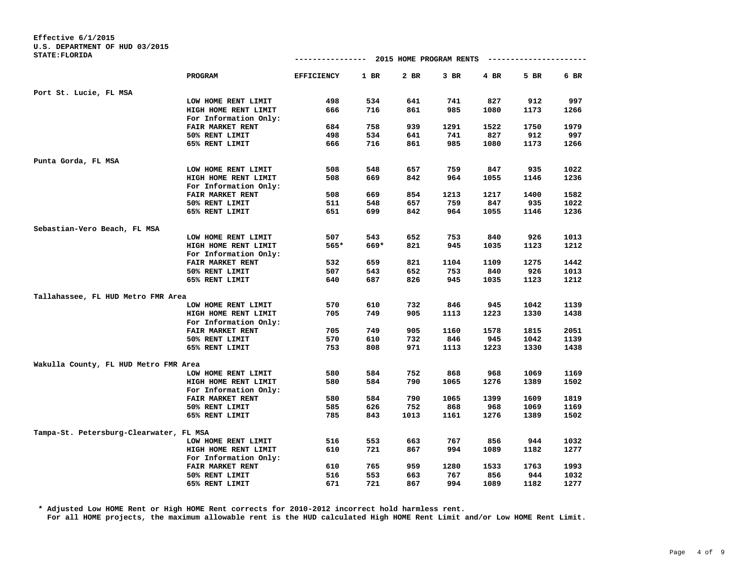Effective 6/1/2015
U.S. DEPARTMENT OF HUD 03/2015
STATE:FLORIDA

| | PROGRAM | EFFICIENCY | 1 BR | 2 BR | 3 BR | 4 BR | 5 BR | 6 BR |
|---|---|---|---|---|---|---|---|---|
| | | 2015 HOME PROGRAM RENTS | | | | | | |
| **Port St. Lucie, FL MSA** | | | | | | | | |
| | LOW HOME RENT LIMIT | 498 | 534 | 641 | 741 | 827 | 912 | 997 |
| | HIGH HOME RENT LIMIT | 666 | 716 | 861 | 985 | 1080 | 1173 | 1266 |
| | For Information Only: | | | | | | | |
| | FAIR MARKET RENT | 684 | 758 | 939 | 1291 | 1522 | 1750 | 1979 |
| | 50% RENT LIMIT | 498 | 534 | 641 | 741 | 827 | 912 | 997 |
| | 65% RENT LIMIT | 666 | 716 | 861 | 985 | 1080 | 1173 | 1266 |
| **Punta Gorda, FL MSA** | | | | | | | | |
| | LOW HOME RENT LIMIT | 508 | 548 | 657 | 759 | 847 | 935 | 1022 |
| | HIGH HOME RENT LIMIT | 508 | 669 | 842 | 964 | 1055 | 1146 | 1236 |
| | For Information Only: | | | | | | | |
| | FAIR MARKET RENT | 508 | 669 | 854 | 1213 | 1217 | 1400 | 1582 |
| | 50% RENT LIMIT | 511 | 548 | 657 | 759 | 847 | 935 | 1022 |
| | 65% RENT LIMIT | 651 | 699 | 842 | 964 | 1055 | 1146 | 1236 |
| **Sebastian-Vero Beach, FL MSA** | | | | | | | | |
| | LOW HOME RENT LIMIT | 507 | 543 | 652 | 753 | 840 | 926 | 1013 |
| | HIGH HOME RENT LIMIT | 565* | 669* | 821 | 945 | 1035 | 1123 | 1212 |
| | For Information Only: | | | | | | | |
| | FAIR MARKET RENT | 532 | 659 | 821 | 1104 | 1109 | 1275 | 1442 |
| | 50% RENT LIMIT | 507 | 543 | 652 | 753 | 840 | 926 | 1013 |
| | 65% RENT LIMIT | 640 | 687 | 826 | 945 | 1035 | 1123 | 1212 |
| **Tallahassee, FL HUD Metro FMR Area** | | | | | | | | |
| | LOW HOME RENT LIMIT | 570 | 610 | 732 | 846 | 945 | 1042 | 1139 |
| | HIGH HOME RENT LIMIT | 705 | 749 | 905 | 1113 | 1223 | 1330 | 1438 |
| | For Information Only: | | | | | | | |
| | FAIR MARKET RENT | 705 | 749 | 905 | 1160 | 1578 | 1815 | 2051 |
| | 50% RENT LIMIT | 570 | 610 | 732 | 846 | 945 | 1042 | 1139 |
| | 65% RENT LIMIT | 753 | 808 | 971 | 1113 | 1223 | 1330 | 1438 |
| **Wakulla County, FL HUD Metro FMR Area** | | | | | | | | |
| | LOW HOME RENT LIMIT | 580 | 584 | 752 | 868 | 968 | 1069 | 1169 |
| | HIGH HOME RENT LIMIT | 580 | 584 | 790 | 1065 | 1276 | 1389 | 1502 |
| | For Information Only: | | | | | | | |
| | FAIR MARKET RENT | 580 | 584 | 790 | 1065 | 1399 | 1609 | 1819 |
| | 50% RENT LIMIT | 585 | 626 | 752 | 868 | 968 | 1069 | 1169 |
| | 65% RENT LIMIT | 785 | 843 | 1013 | 1161 | 1276 | 1389 | 1502 |
| **Tampa-St. Petersburg-Clearwater, FL MSA** | | | | | | | | |
| | LOW HOME RENT LIMIT | 516 | 553 | 663 | 767 | 856 | 944 | 1032 |
| | HIGH HOME RENT LIMIT | 610 | 721 | 867 | 994 | 1089 | 1182 | 1277 |
| | For Information Only: | | | | | | | |
| | FAIR MARKET RENT | 610 | 765 | 959 | 1280 | 1533 | 1763 | 1993 |
| | 50% RENT LIMIT | 516 | 553 | 663 | 767 | 856 | 944 | 1032 |
| | 65% RENT LIMIT | 671 | 721 | 867 | 994 | 1089 | 1182 | 1277 |

\* Adjusted Low HOME Rent or High HOME Rent corrects for 2010-2012 incorrect hold harmless rent.
For all HOME projects, the maximum allowable rent is the HUD calculated High HOME Rent Limit and/or Low HOME Rent Limit.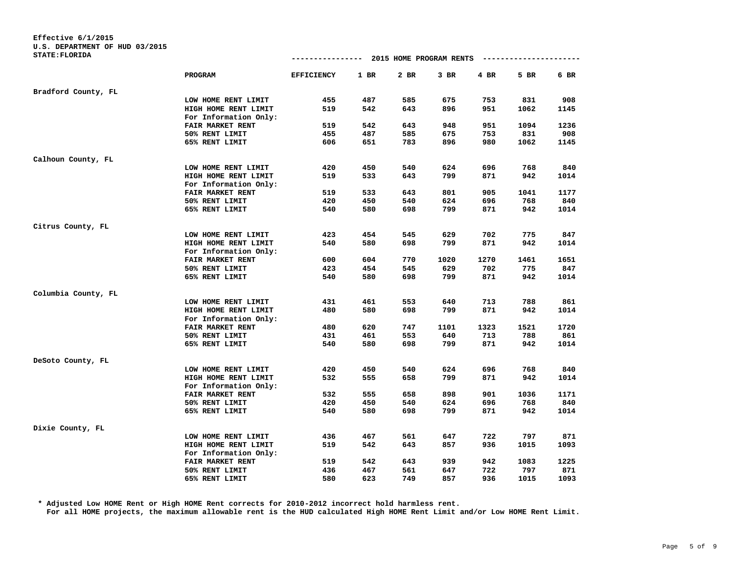Effective 6/1/2015
U.S. DEPARTMENT OF HUD 03/2015
STATE:FLORIDA

| | PROGRAM | 2015 HOME PROGRAM RENTS | | | | | | |
|---|---|---|---|---|---|---|---|---|
| | | EFFICIENCY | 1 BR | 2 BR | 3 BR | 4 BR | 5 BR | 6 BR |
| Bradford County, FL | | | | | | | | |
| | LOW HOME RENT LIMIT | 455 | 487 | 585 | 675 | 753 | 831 | 908 |
| | HIGH HOME RENT LIMIT | 519 | 542 | 643 | 896 | 951 | 1062 | 1145 |
| | For Information Only: | | | | | | | |
| | FAIR MARKET RENT | 519 | 542 | 643 | 948 | 951 | 1094 | 1236 |
| | 50% RENT LIMIT | 455 | 487 | 585 | 675 | 753 | 831 | 908 |
| | 65% RENT LIMIT | 606 | 651 | 783 | 896 | 980 | 1062 | 1145 |
| Calhoun County, FL | | | | | | | | |
| | LOW HOME RENT LIMIT | 420 | 450 | 540 | 624 | 696 | 768 | 840 |
| | HIGH HOME RENT LIMIT | 519 | 533 | 643 | 799 | 871 | 942 | 1014 |
| | For Information Only: | | | | | | | |
| | FAIR MARKET RENT | 519 | 533 | 643 | 801 | 905 | 1041 | 1177 |
| | 50% RENT LIMIT | 420 | 450 | 540 | 624 | 696 | 768 | 840 |
| | 65% RENT LIMIT | 540 | 580 | 698 | 799 | 871 | 942 | 1014 |
| Citrus County, FL | | | | | | | | |
| | LOW HOME RENT LIMIT | 423 | 454 | 545 | 629 | 702 | 775 | 847 |
| | HIGH HOME RENT LIMIT | 540 | 580 | 698 | 799 | 871 | 942 | 1014 |
| | For Information Only: | | | | | | | |
| | FAIR MARKET RENT | 600 | 604 | 770 | 1020 | 1270 | 1461 | 1651 |
| | 50% RENT LIMIT | 423 | 454 | 545 | 629 | 702 | 775 | 847 |
| | 65% RENT LIMIT | 540 | 580 | 698 | 799 | 871 | 942 | 1014 |
| Columbia County, FL | | | | | | | | |
| | LOW HOME RENT LIMIT | 431 | 461 | 553 | 640 | 713 | 788 | 861 |
| | HIGH HOME RENT LIMIT | 480 | 580 | 698 | 799 | 871 | 942 | 1014 |
| | For Information Only: | | | | | | | |
| | FAIR MARKET RENT | 480 | 620 | 747 | 1101 | 1323 | 1521 | 1720 |
| | 50% RENT LIMIT | 431 | 461 | 553 | 640 | 713 | 788 | 861 |
| | 65% RENT LIMIT | 540 | 580 | 698 | 799 | 871 | 942 | 1014 |
| DeSoto County, FL | | | | | | | | |
| | LOW HOME RENT LIMIT | 420 | 450 | 540 | 624 | 696 | 768 | 840 |
| | HIGH HOME RENT LIMIT | 532 | 555 | 658 | 799 | 871 | 942 | 1014 |
| | For Information Only: | | | | | | | |
| | FAIR MARKET RENT | 532 | 555 | 658 | 898 | 901 | 1036 | 1171 |
| | 50% RENT LIMIT | 420 | 450 | 540 | 624 | 696 | 768 | 840 |
| | 65% RENT LIMIT | 540 | 580 | 698 | 799 | 871 | 942 | 1014 |
| Dixie County, FL | | | | | | | | |
| | LOW HOME RENT LIMIT | 436 | 467 | 561 | 647 | 722 | 797 | 871 |
| | HIGH HOME RENT LIMIT | 519 | 542 | 643 | 857 | 936 | 1015 | 1093 |
| | For Information Only: | | | | | | | |
| | FAIR MARKET RENT | 519 | 542 | 643 | 939 | 942 | 1083 | 1225 |
| | 50% RENT LIMIT | 436 | 467 | 561 | 647 | 722 | 797 | 871 |
| | 65% RENT LIMIT | 580 | 623 | 749 | 857 | 936 | 1015 | 1093 |

* Adjusted Low HOME Rent or High HOME Rent corrects for 2010-2012 incorrect hold harmless rent.
For all HOME projects, the maximum allowable rent is the HUD calculated High HOME Rent Limit and/or Low HOME Rent Limit.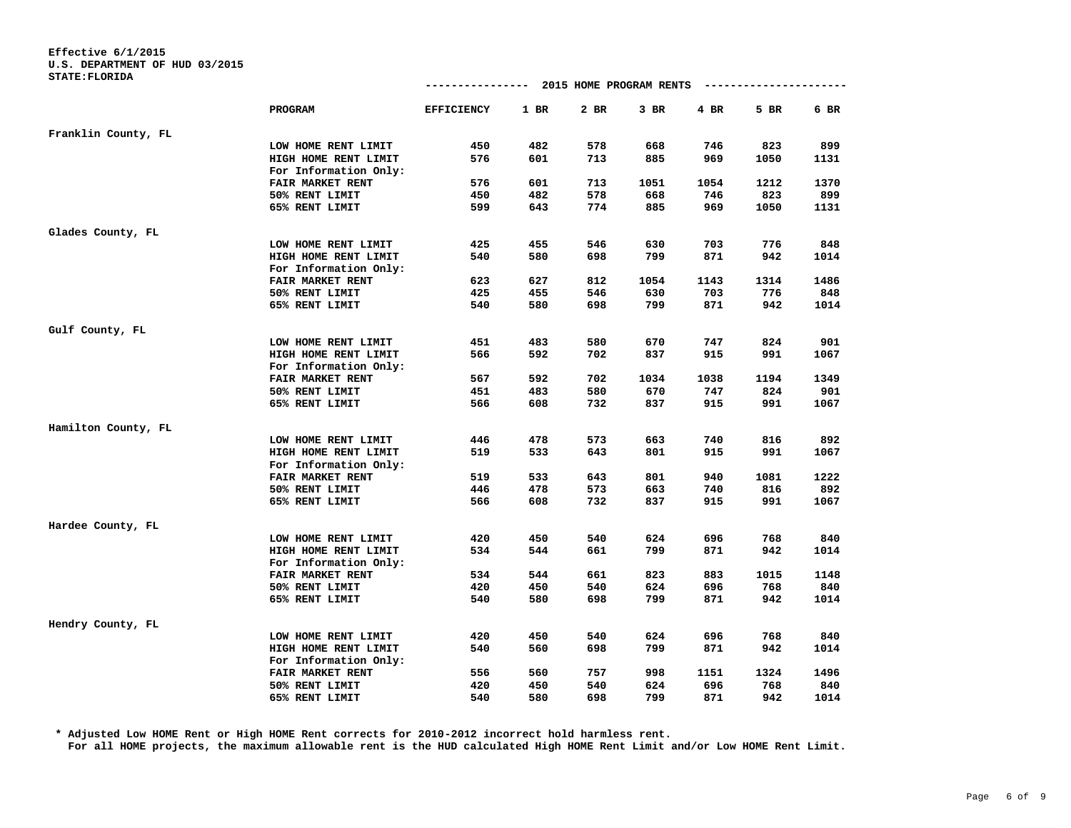Effective 6/1/2015
U.S. DEPARTMENT OF HUD 03/2015
STATE:FLORIDA

| | PROGRAM | 2015 HOME PROGRAM RENTS | | | | | | |
|---|---|---|---|---|---|---|---|---|
| | | EFFICIENCY | 1 BR | 2 BR | 3 BR | 4 BR | 5 BR | 6 BR |
| Franklin County, FL | | | | | | | | |
| | LOW HOME RENT LIMIT | 450 | 482 | 578 | 668 | 746 | 823 | 899 |
| | HIGH HOME RENT LIMIT | 576 | 601 | 713 | 885 | 969 | 1050 | 1131 |
| | For Information Only: | | | | | | | |
| | FAIR MARKET RENT | 576 | 601 | 713 | 1051 | 1054 | 1212 | 1370 |
| | 50% RENT LIMIT | 450 | 482 | 578 | 668 | 746 | 823 | 899 |
| | 65% RENT LIMIT | 599 | 643 | 774 | 885 | 969 | 1050 | 1131 |
| Glades County, FL | | | | | | | | |
| | LOW HOME RENT LIMIT | 425 | 455 | 546 | 630 | 703 | 776 | 848 |
| | HIGH HOME RENT LIMIT | 540 | 580 | 698 | 799 | 871 | 942 | 1014 |
| | For Information Only: | | | | | | | |
| | FAIR MARKET RENT | 623 | 627 | 812 | 1054 | 1143 | 1314 | 1486 |
| | 50% RENT LIMIT | 425 | 455 | 546 | 630 | 703 | 776 | 848 |
| | 65% RENT LIMIT | 540 | 580 | 698 | 799 | 871 | 942 | 1014 |
| Gulf County, FL | | | | | | | | |
| | LOW HOME RENT LIMIT | 451 | 483 | 580 | 670 | 747 | 824 | 901 |
| | HIGH HOME RENT LIMIT | 566 | 592 | 702 | 837 | 915 | 991 | 1067 |
| | For Information Only: | | | | | | | |
| | FAIR MARKET RENT | 567 | 592 | 702 | 1034 | 1038 | 1194 | 1349 |
| | 50% RENT LIMIT | 451 | 483 | 580 | 670 | 747 | 824 | 901 |
| | 65% RENT LIMIT | 566 | 608 | 732 | 837 | 915 | 991 | 1067 |
| Hamilton County, FL | | | | | | | | |
| | LOW HOME RENT LIMIT | 446 | 478 | 573 | 663 | 740 | 816 | 892 |
| | HIGH HOME RENT LIMIT | 519 | 533 | 643 | 801 | 915 | 991 | 1067 |
| | For Information Only: | | | | | | | |
| | FAIR MARKET RENT | 519 | 533 | 643 | 801 | 940 | 1081 | 1222 |
| | 50% RENT LIMIT | 446 | 478 | 573 | 663 | 740 | 816 | 892 |
| | 65% RENT LIMIT | 566 | 608 | 732 | 837 | 915 | 991 | 1067 |
| Hardee County, FL | | | | | | | | |
| | LOW HOME RENT LIMIT | 420 | 450 | 540 | 624 | 696 | 768 | 840 |
| | HIGH HOME RENT LIMIT | 534 | 544 | 661 | 799 | 871 | 942 | 1014 |
| | For Information Only: | | | | | | | |
| | FAIR MARKET RENT | 534 | 544 | 661 | 823 | 883 | 1015 | 1148 |
| | 50% RENT LIMIT | 420 | 450 | 540 | 624 | 696 | 768 | 840 |
| | 65% RENT LIMIT | 540 | 580 | 698 | 799 | 871 | 942 | 1014 |
| Hendry County, FL | | | | | | | | |
| | LOW HOME RENT LIMIT | 420 | 450 | 540 | 624 | 696 | 768 | 840 |
| | HIGH HOME RENT LIMIT | 540 | 560 | 698 | 799 | 871 | 942 | 1014 |
| | For Information Only: | | | | | | | |
| | FAIR MARKET RENT | 556 | 560 | 757 | 998 | 1151 | 1324 | 1496 |
| | 50% RENT LIMIT | 420 | 450 | 540 | 624 | 696 | 768 | 840 |
| | 65% RENT LIMIT | 540 | 580 | 698 | 799 | 871 | 942 | 1014 |

* Adjusted Low HOME Rent or High HOME Rent corrects for 2010-2012 incorrect hold harmless rent.
For all HOME projects, the maximum allowable rent is the HUD calculated High HOME Rent Limit and/or Low HOME Rent Limit.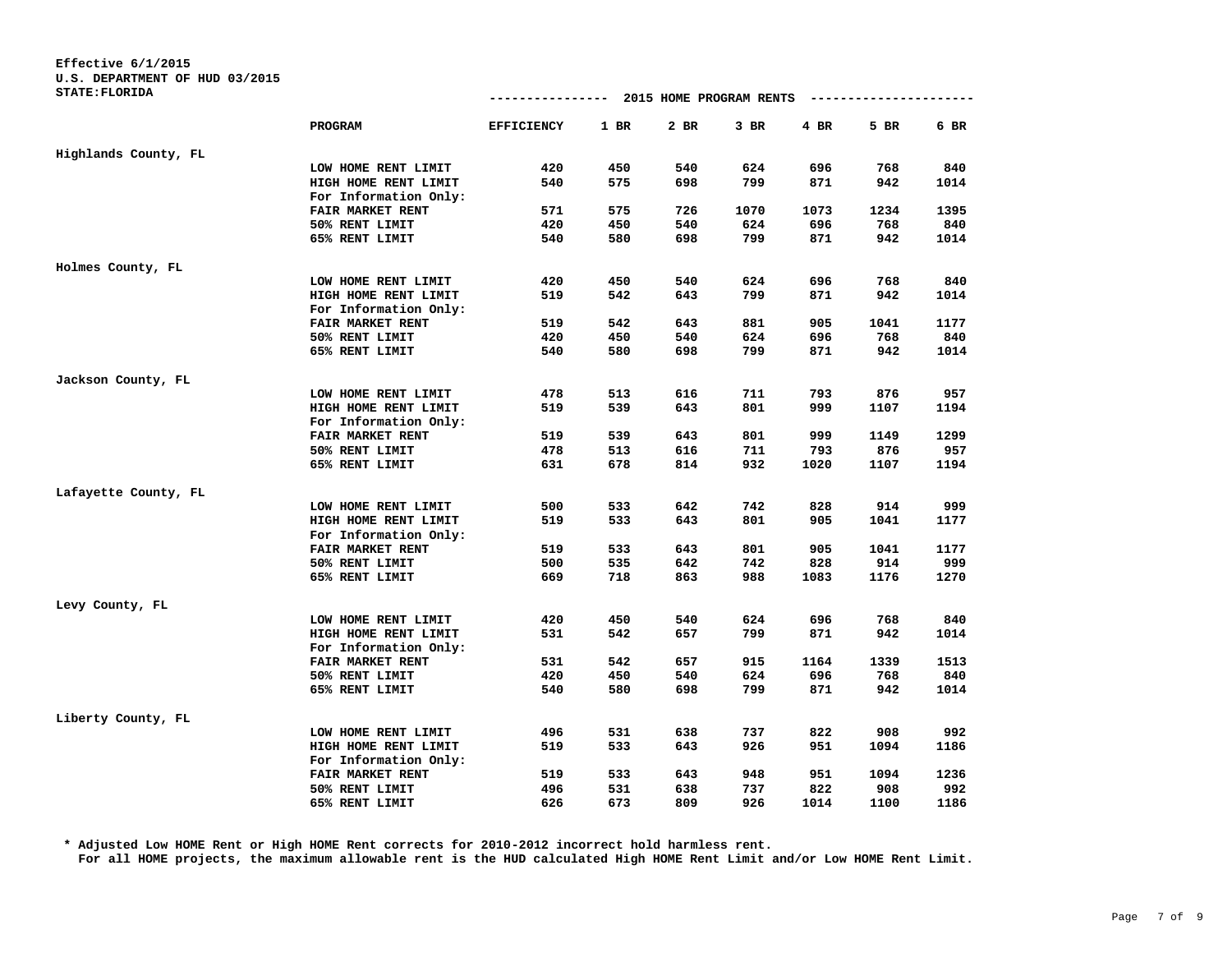Effective 6/1/2015
U.S. DEPARTMENT OF HUD 03/2015
STATE:FLORIDA

| | PROGRAM | EFFICIENCY | 1 BR | 2 BR | 3 BR | 4 BR | 5 BR | 6 BR |
|---|---|---|---|---|---|---|---|---|
| | | 2015 HOME PROGRAM RENTS | | | | | | |
| **Highlands County, FL** | | | | | | | | |
| | LOW HOME RENT LIMIT | 420 | 450 | 540 | 624 | 696 | 768 | 840 |
| | HIGH HOME RENT LIMIT | 540 | 575 | 698 | 799 | 871 | 942 | 1014 |
| | For Information Only: | | | | | | | |
| | FAIR MARKET RENT | 571 | 575 | 726 | 1070 | 1073 | 1234 | 1395 |
| | 50% RENT LIMIT | 420 | 450 | 540 | 624 | 696 | 768 | 840 |
| | 65% RENT LIMIT | 540 | 580 | 698 | 799 | 871 | 942 | 1014 |
| **Holmes County, FL** | | | | | | | | |
| | LOW HOME RENT LIMIT | 420 | 450 | 540 | 624 | 696 | 768 | 840 |
| | HIGH HOME RENT LIMIT | 519 | 542 | 643 | 799 | 871 | 942 | 1014 |
| | For Information Only: | | | | | | | |
| | FAIR MARKET RENT | 519 | 542 | 643 | 881 | 905 | 1041 | 1177 |
| | 50% RENT LIMIT | 420 | 450 | 540 | 624 | 696 | 768 | 840 |
| | 65% RENT LIMIT | 540 | 580 | 698 | 799 | 871 | 942 | 1014 |
| **Jackson County, FL** | | | | | | | | |
| | LOW HOME RENT LIMIT | 478 | 513 | 616 | 711 | 793 | 876 | 957 |
| | HIGH HOME RENT LIMIT | 519 | 539 | 643 | 801 | 999 | 1107 | 1194 |
| | For Information Only: | | | | | | | |
| | FAIR MARKET RENT | 519 | 539 | 643 | 801 | 999 | 1149 | 1299 |
| | 50% RENT LIMIT | 478 | 513 | 616 | 711 | 793 | 876 | 957 |
| | 65% RENT LIMIT | 631 | 678 | 814 | 932 | 1020 | 1107 | 1194 |
| **Lafayette County, FL** | | | | | | | | |
| | LOW HOME RENT LIMIT | 500 | 533 | 642 | 742 | 828 | 914 | 999 |
| | HIGH HOME RENT LIMIT | 519 | 533 | 643 | 801 | 905 | 1041 | 1177 |
| | For Information Only: | | | | | | | |
| | FAIR MARKET RENT | 519 | 533 | 643 | 801 | 905 | 1041 | 1177 |
| | 50% RENT LIMIT | 500 | 535 | 642 | 742 | 828 | 914 | 999 |
| | 65% RENT LIMIT | 669 | 718 | 863 | 988 | 1083 | 1176 | 1270 |
| **Levy County, FL** | | | | | | | | |
| | LOW HOME RENT LIMIT | 420 | 450 | 540 | 624 | 696 | 768 | 840 |
| | HIGH HOME RENT LIMIT | 531 | 542 | 657 | 799 | 871 | 942 | 1014 |
| | For Information Only: | | | | | | | |
| | FAIR MARKET RENT | 531 | 542 | 657 | 915 | 1164 | 1339 | 1513 |
| | 50% RENT LIMIT | 420 | 450 | 540 | 624 | 696 | 768 | 840 |
| | 65% RENT LIMIT | 540 | 580 | 698 | 799 | 871 | 942 | 1014 |
| **Liberty County, FL** | | | | | | | | |
| | LOW HOME RENT LIMIT | 496 | 531 | 638 | 737 | 822 | 908 | 992 |
| | HIGH HOME RENT LIMIT | 519 | 533 | 643 | 926 | 951 | 1094 | 1186 |
| | For Information Only: | | | | | | | |
| | FAIR MARKET RENT | 519 | 533 | 643 | 948 | 951 | 1094 | 1236 |
| | 50% RENT LIMIT | 496 | 531 | 638 | 737 | 822 | 908 | 992 |
| | 65% RENT LIMIT | 626 | 673 | 809 | 926 | 1014 | 1100 | 1186 |

\* Adjusted Low HOME Rent or High HOME Rent corrects for 2010-2012 incorrect hold harmless rent.
For all HOME projects, the maximum allowable rent is the HUD calculated High HOME Rent Limit and/or Low HOME Rent Limit.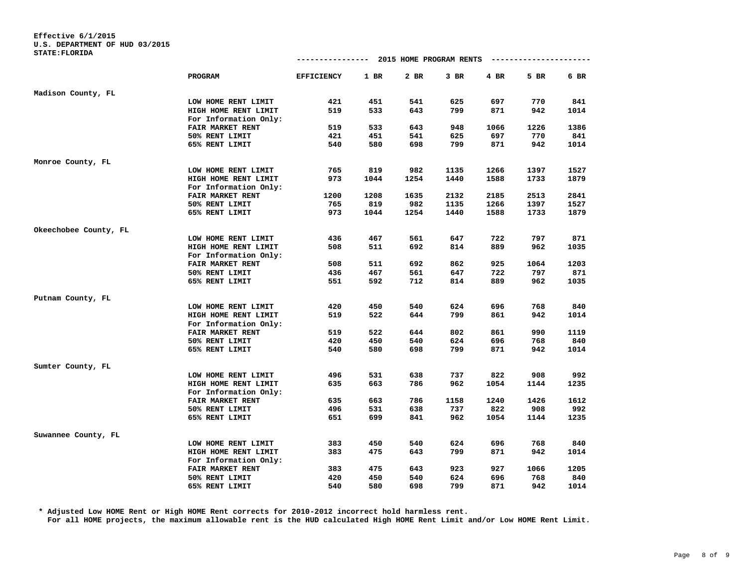Effective 6/1/2015
U.S. DEPARTMENT OF HUD 03/2015
STATE:FLORIDA

| | PROGRAM | EFFICIENCY | 1 BR | 2 BR | 3 BR | 4 BR | 5 BR | 6 BR |
|---|---|---|---|---|---|---|---|---|
| | | 2015 HOME PROGRAM RENTS | | | | | | |
| **Madison County, FL** | | | | | | | | |
| | LOW HOME RENT LIMIT | 421 | 451 | 541 | 625 | 697 | 770 | 841 |
| | HIGH HOME RENT LIMIT | 519 | 533 | 643 | 799 | 871 | 942 | 1014 |
| | For Information Only: | | | | | | | |
| | FAIR MARKET RENT | 519 | 533 | 643 | 948 | 1066 | 1226 | 1386 |
| | 50% RENT LIMIT | 421 | 451 | 541 | 625 | 697 | 770 | 841 |
| | 65% RENT LIMIT | 540 | 580 | 698 | 799 | 871 | 942 | 1014 |
| **Monroe County, FL** | | | | | | | | |
| | LOW HOME RENT LIMIT | 765 | 819 | 982 | 1135 | 1266 | 1397 | 1527 |
| | HIGH HOME RENT LIMIT | 973 | 1044 | 1254 | 1440 | 1588 | 1733 | 1879 |
| | For Information Only: | | | | | | | |
| | FAIR MARKET RENT | 1200 | 1208 | 1635 | 2132 | 2185 | 2513 | 2841 |
| | 50% RENT LIMIT | 765 | 819 | 982 | 1135 | 1266 | 1397 | 1527 |
| | 65% RENT LIMIT | 973 | 1044 | 1254 | 1440 | 1588 | 1733 | 1879 |
| **Okeechobee County, FL** | | | | | | | | |
| | LOW HOME RENT LIMIT | 436 | 467 | 561 | 647 | 722 | 797 | 871 |
| | HIGH HOME RENT LIMIT | 508 | 511 | 692 | 814 | 889 | 962 | 1035 |
| | For Information Only: | | | | | | | |
| | FAIR MARKET RENT | 508 | 511 | 692 | 862 | 925 | 1064 | 1203 |
| | 50% RENT LIMIT | 436 | 467 | 561 | 647 | 722 | 797 | 871 |
| | 65% RENT LIMIT | 551 | 592 | 712 | 814 | 889 | 962 | 1035 |
| **Putnam County, FL** | | | | | | | | |
| | LOW HOME RENT LIMIT | 420 | 450 | 540 | 624 | 696 | 768 | 840 |
| | HIGH HOME RENT LIMIT | 519 | 522 | 644 | 799 | 861 | 942 | 1014 |
| | For Information Only: | | | | | | | |
| | FAIR MARKET RENT | 519 | 522 | 644 | 802 | 861 | 990 | 1119 |
| | 50% RENT LIMIT | 420 | 450 | 540 | 624 | 696 | 768 | 840 |
| | 65% RENT LIMIT | 540 | 580 | 698 | 799 | 871 | 942 | 1014 |
| **Sumter County, FL** | | | | | | | | |
| | LOW HOME RENT LIMIT | 496 | 531 | 638 | 737 | 822 | 908 | 992 |
| | HIGH HOME RENT LIMIT | 635 | 663 | 786 | 962 | 1054 | 1144 | 1235 |
| | For Information Only: | | | | | | | |
| | FAIR MARKET RENT | 635 | 663 | 786 | 1158 | 1240 | 1426 | 1612 |
| | 50% RENT LIMIT | 496 | 531 | 638 | 737 | 822 | 908 | 992 |
| | 65% RENT LIMIT | 651 | 699 | 841 | 962 | 1054 | 1144 | 1235 |
| **Suwannee County, FL** | | | | | | | | |
| | LOW HOME RENT LIMIT | 383 | 450 | 540 | 624 | 696 | 768 | 840 |
| | HIGH HOME RENT LIMIT | 383 | 475 | 643 | 799 | 871 | 942 | 1014 |
| | For Information Only: | | | | | | | |
| | FAIR MARKET RENT | 383 | 475 | 643 | 923 | 927 | 1066 | 1205 |
| | 50% RENT LIMIT | 420 | 450 | 540 | 624 | 696 | 768 | 840 |
| | 65% RENT LIMIT | 540 | 580 | 698 | 799 | 871 | 942 | 1014 |

\* Adjusted Low HOME Rent or High HOME Rent corrects for 2010-2012 incorrect hold harmless rent.
For all HOME projects, the maximum allowable rent is the HUD calculated High HOME Rent Limit and/or Low HOME Rent Limit.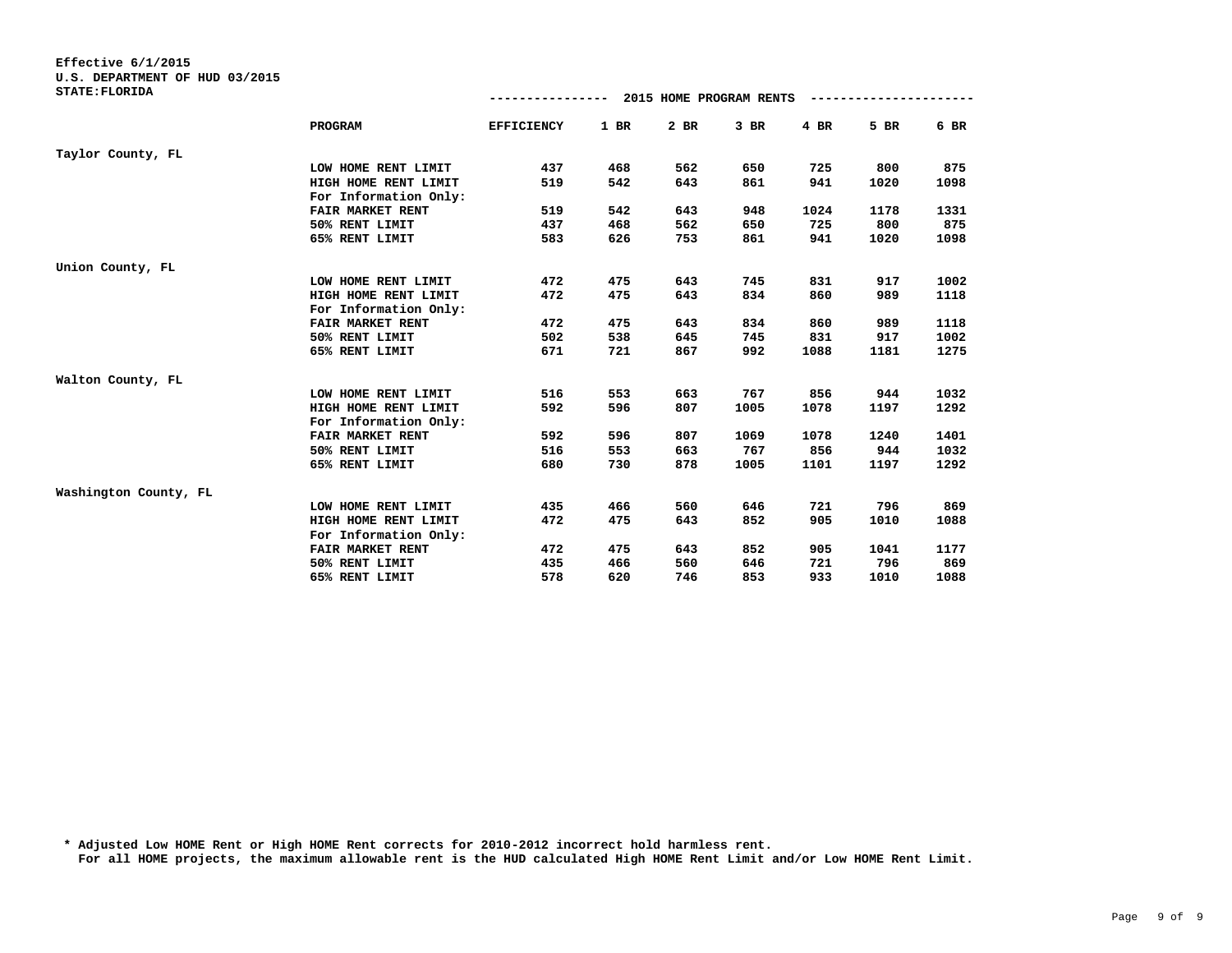**Effective 6/1/2015**
**U.S. DEPARTMENT OF HUD 03/2015**
**STATE:FLORIDA**

| | PROGRAM | EFFICIENCY | 1 BR | 2 BR | 3 BR | 4 BR | 5 BR | 6 BR |
|---|---|---|---|---|---|---|---|---|
| | | 2015 HOME PROGRAM RENTS | | | | | | |
| **Taylor County, FL** | | | | | | | | |
| | LOW HOME RENT LIMIT | 437 | 468 | 562 | 650 | 725 | 800 | 875 |
| | HIGH HOME RENT LIMIT | 519 | 542 | 643 | 861 | 941 | 1020 | 1098 |
| | For Information Only: | | | | | | | |
| | FAIR MARKET RENT | 519 | 542 | 643 | 948 | 1024 | 1178 | 1331 |
| | 50% RENT LIMIT | 437 | 468 | 562 | 650 | 725 | 800 | 875 |
| | 65% RENT LIMIT | 583 | 626 | 753 | 861 | 941 | 1020 | 1098 |
| **Union County, FL** | | | | | | | | |
| | LOW HOME RENT LIMIT | 472 | 475 | 643 | 745 | 831 | 917 | 1002 |
| | HIGH HOME RENT LIMIT | 472 | 475 | 643 | 834 | 860 | 989 | 1118 |
| | For Information Only: | | | | | | | |
| | FAIR MARKET RENT | 472 | 475 | 643 | 834 | 860 | 989 | 1118 |
| | 50% RENT LIMIT | 502 | 538 | 645 | 745 | 831 | 917 | 1002 |
| | 65% RENT LIMIT | 671 | 721 | 867 | 992 | 1088 | 1181 | 1275 |
| **Walton County, FL** | | | | | | | | |
| | LOW HOME RENT LIMIT | 516 | 553 | 663 | 767 | 856 | 944 | 1032 |
| | HIGH HOME RENT LIMIT | 592 | 596 | 807 | 1005 | 1078 | 1197 | 1292 |
| | For Information Only: | | | | | | | |
| | FAIR MARKET RENT | 592 | 596 | 807 | 1069 | 1078 | 1240 | 1401 |
| | 50% RENT LIMIT | 516 | 553 | 663 | 767 | 856 | 944 | 1032 |
| | 65% RENT LIMIT | 680 | 730 | 878 | 1005 | 1101 | 1197 | 1292 |
| **Washington County, FL** | | | | | | | | |
| | LOW HOME RENT LIMIT | 435 | 466 | 560 | 646 | 721 | 796 | 869 |
| | HIGH HOME RENT LIMIT | 472 | 475 | 643 | 852 | 905 | 1010 | 1088 |
| | For Information Only: | | | | | | | |
| | FAIR MARKET RENT | 472 | 475 | 643 | 852 | 905 | 1041 | 1177 |
| | 50% RENT LIMIT | 435 | 466 | 560 | 646 | 721 | 796 | 869 |
| | 65% RENT LIMIT | 578 | 620 | 746 | 853 | 933 | 1010 | 1088 |

**\* Adjusted Low HOME Rent or High HOME Rent corrects for 2010-2012 incorrect hold harmless rent.**
**For all HOME projects, the maximum allowable rent is the HUD calculated High HOME Rent Limit and/or Low HOME Rent Limit.**